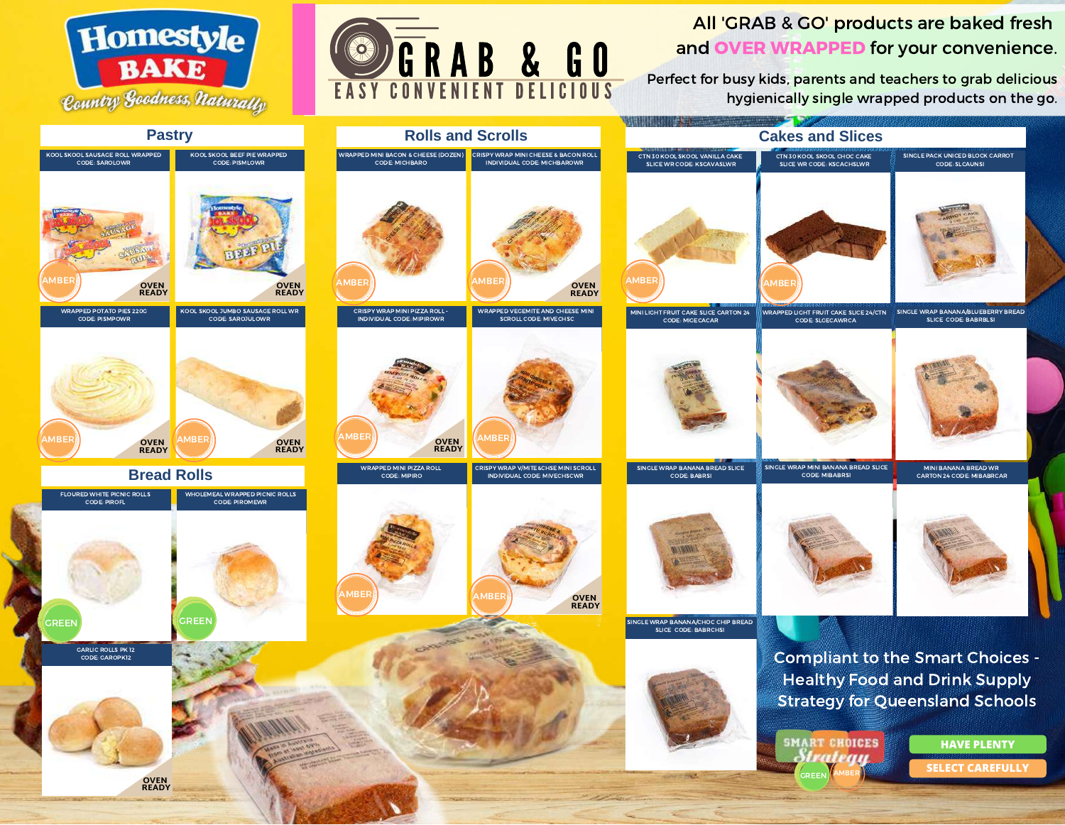Homestyle BAKE

Country Goodness, Naturally

# GRAB & GO

EASY CONVENIENT DELICIOUS

All 'GRAB & GO' products are baked fresh and **OVER WRAPPED** for your convenience.

Perfect for busy kids, parents and teachers to grab delicious hygienically single wrapped products on the go.

## Pastry

- KOOL SKOOL SAUSAGE ROLL WRAPPED — CODE: SAROLOWR — AMBER — OVEN READY
- KOOL SKOOL BEEF PIE WRAPPED — CODE: PISMLOWR — OVEN READY
- WRAPPED POTATO PIES 220G — CODE: PISMPOWR — AMBER — OVEN READY
- KOOL SKOOL JUMBO SAUSAGE ROLL WR — CODE: SAROJULOWR — AMBER — OVEN READY

## Bread Rolls

- FLOURED WHITE PICNIC ROLLS — CODE: PIROFL — GREEN
- WHOLEMEAL WRAPPED PICNIC ROLLS — CODE: PIROMEWR — GREEN
- GARLIC ROLLS PK 12 — CODE: GAROPK12 — OVEN READY

## Rolls and Scrolls

- WRAPPED MINI BACON & CHEESE (DOZEN) — CODE: MICHBARO — AMBER
- CRISPY WRAP MINI CHEESE & BACON ROLL INDIVIDUAL — CODE: MICHBAROWR — AMBER — OVEN READY
- CRISPY WRAP MINI PIZZA ROLL - INDIVIDUAL — CODE: MIPIROWR — AMBER — OVEN READY
- WRAPPED VEGEMITE AND CHEESE MINI SCROLL — CODE: MIVECHSC — AMBER
- WRAPPED MINI PIZZA ROLL — CODE: MIPIRO — AMBER
- CRISPY WRAP V/MITE&CHSE MINI SCROLL INDIVIDUAL — CODE: MIVECHSCWR — AMBER — OVEN READY

## Cakes and Slices

- CTN 30 KOOL SKOOL VANILLA CAKE SLICE WR — CODE: KSCAVASLWR — AMBER
- CTN 30 KOOL SKOOL CHOC CAKE SLICE WR — CODE: KSCACHSLWR — AMBER
- SINGLE PACK UNICED BLOCK CARROT — CODE: SLCAUNSI
- MINI LIGHT FRUIT CAKE SLICE CARTON 24 — CODE: MICECACAR
- WRAPPED LIGHT FRUIT CAKE SLICE 24/CTN — CODE: SLCECAWRCA
- SINGLE WRAP BANANA/BLUEBERRY BREAD SLICE — CODE: BABRBLSI
- SINGLE WRAP BANANA BREAD SLICE — CODE: BABRSI
- SINGLE WRAP MINI BANANA BREAD SLICE — CODE: MIBABRSI
- MINI BANANA BREAD WR CARTON 24 — CODE: MIBABRCAR
- SINGLE WRAP BANANA/CHOC CHIP BREAD SLICE — CODE: BABRCHSI

Compliant to the Smart Choices - Healthy Food and Drink Supply Strategy for Queensland Schools

SMART CHOICES Strategy

GREEN — HAVE PLENTY

AMBER — SELECT CAREFULLY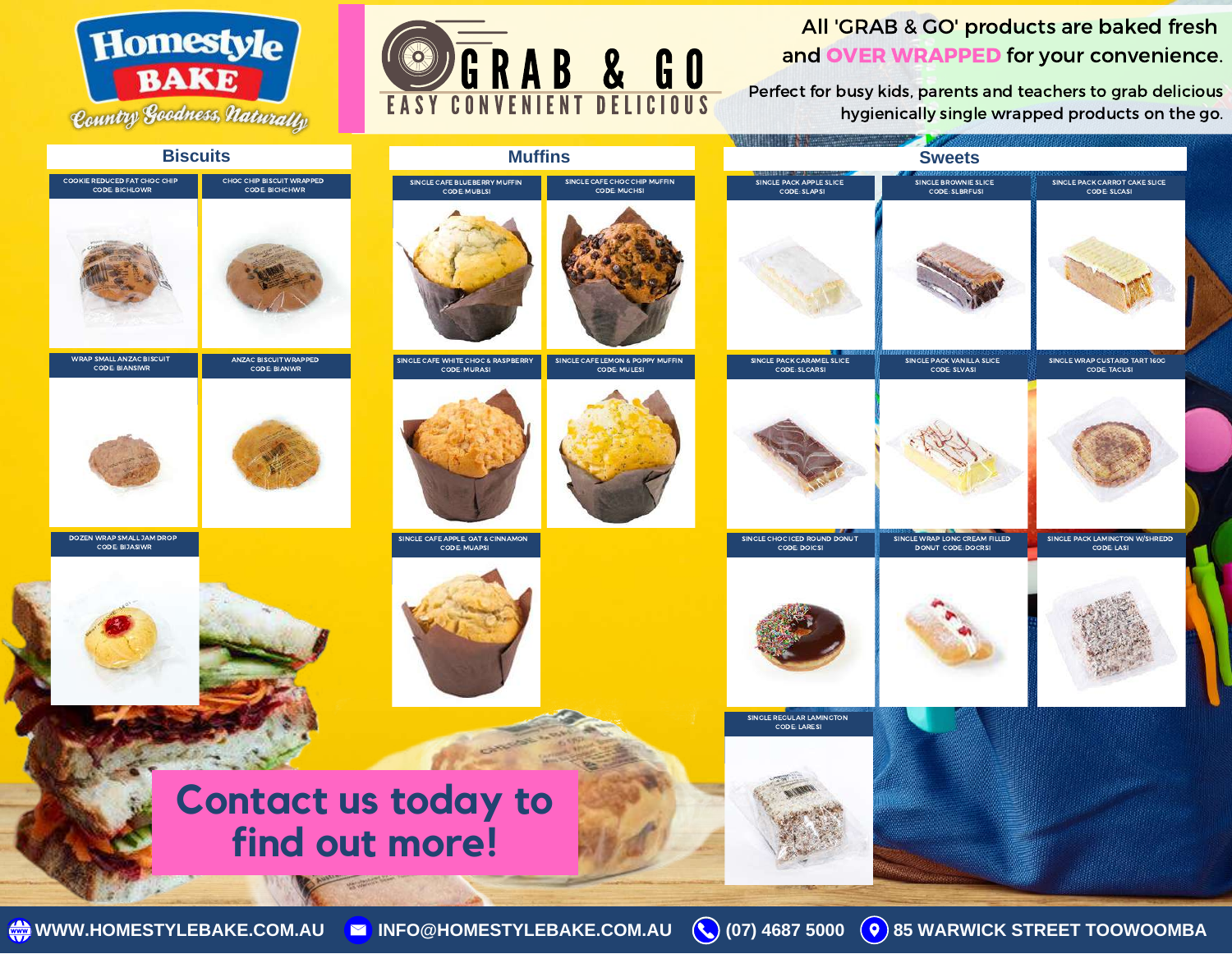Homestyle BAKE

Country Goodness, Naturally

# GRAB & GO

EASY CONVENIENT DELICIOUS

All 'GRAB & GO' products are baked fresh and **OVER WRAPPED** for your convenience.

Perfect for busy kids, parents and teachers to grab delicious hygienically single wrapped products on the go.

## Biscuits

- COOKIE REDUCED FAT CHOC CHIP CODE: BICHLOWR
- CHOC CHIP BISCUIT WRAPPED CODE: BICHCHWR
- WRAP SMALL ANZAC BISCUIT CODE: BIANSIWR
- ANZAC BISCUIT WRAPPED CODE: BIANWR
- DOZEN WRAP SMALL JAM DROP CODE: BIJASIWR

## Muffins

- SINGLE CAFE BLUEBERRY MUFFIN CODE: MUBLSI
- SINGLE CAFE CHOC CHIP MUFFIN CODE: MUCHSI
- SINGLE CAFE WHITE CHOC & RASPBERRY CODE: MURASI
- SINGLE CAFE LEMON & POPPY MUFFIN CODE: MULESI
- SINGLE CAFE APPLE, OAT & CINNAMON CODE: MUAPSI

## Sweets

- SINGLE PACK APPLE SLICE CODE: SLAPSI
- SINGLE BROWNIE SLICE CODE: SLBRFUSI
- SINGLE PACK CARROT CAKE SLICE CODE: SLCASI
- SINGLE PACK CARAMEL SLICE CODE: SLCARSI
- SINGLE PACK VANILLA SLICE CODE: SLVASI
- SINGLE WRAP CUSTARD TART 160G CODE: TACUSI
- SINGLE CHOC ICED ROUND DONUT CODE: DOICSI
- SINGLE WRAP LONG CREAM FILLED DONUT CODE: DOCRSI
- SINGLE PACK LAMINGTON W/SHREDD CODE: LASI
- SINGLE REGULAR LAMINGTON CODE: LARESI

**Contact us today to find out more!**

WWW.HOMESTYLEBAKE.COM.AU | INFO@HOMESTYLEBAKE.COM.AU | (07) 4687 5000 | 85 WARWICK STREET TOOWOOMBA